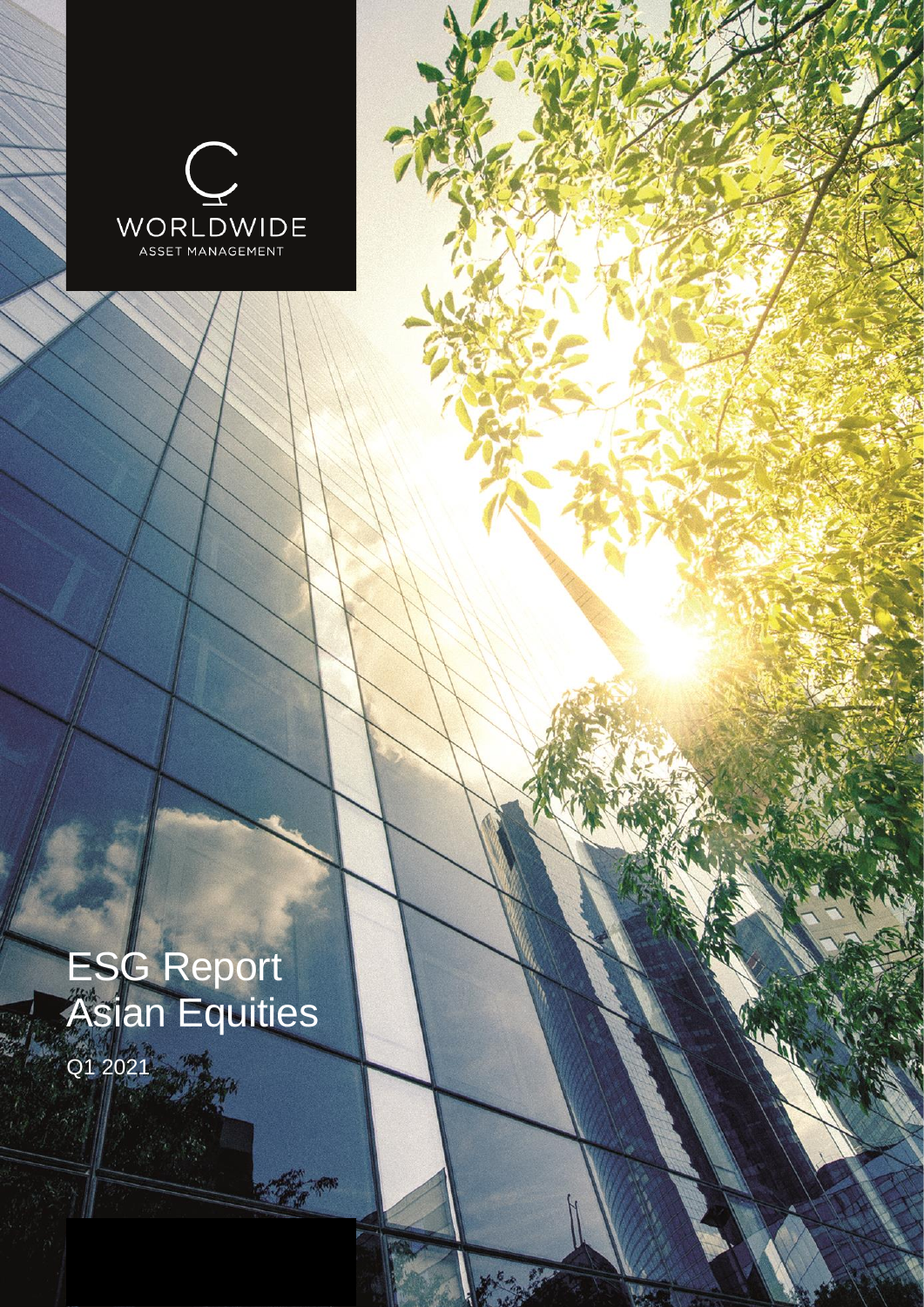C WORLDWIDE
ASSET MANAGEMENT

# ESG Report Asian Equities

Q1 2021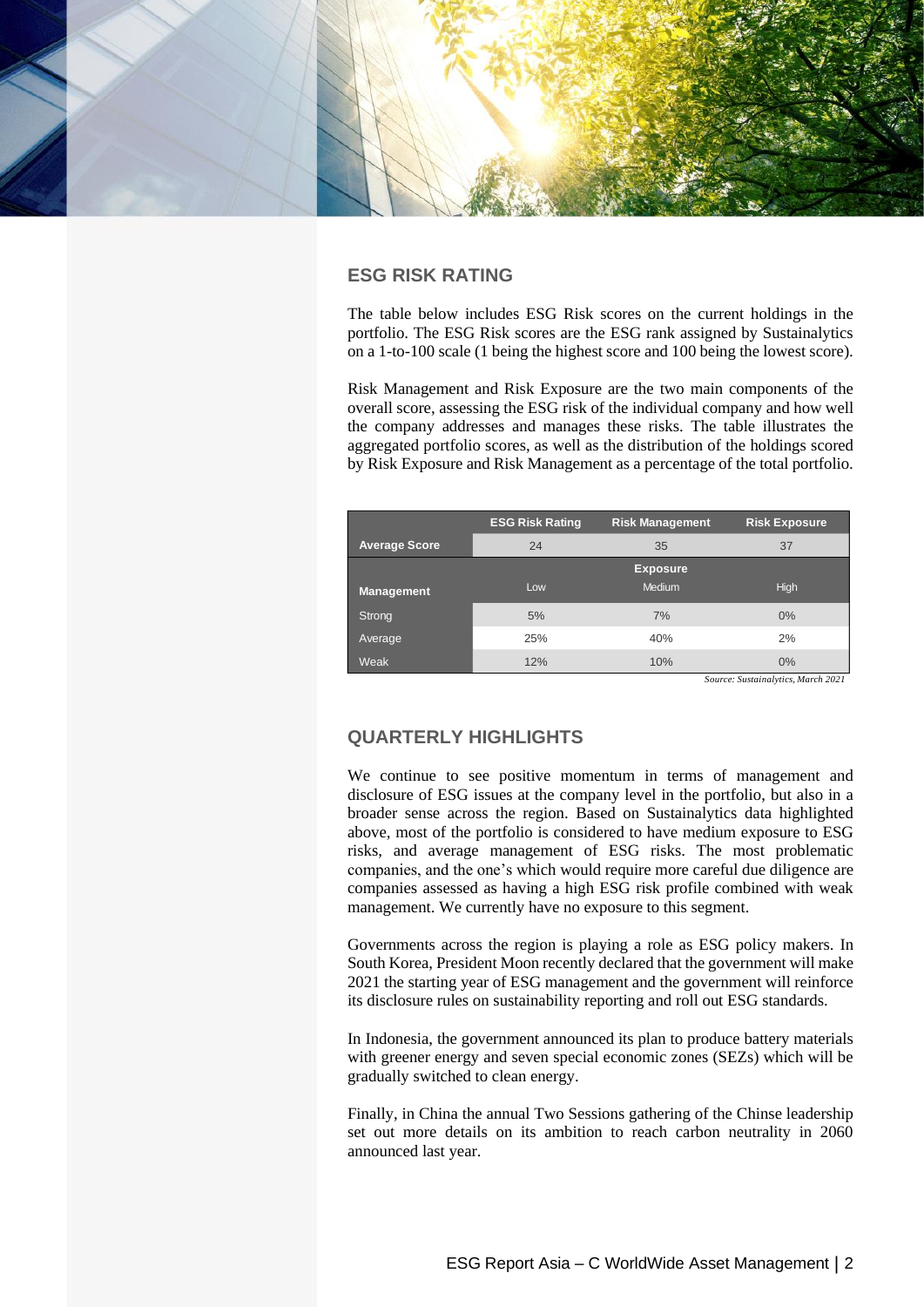## ESG RISK RATING

The table below includes ESG Risk scores on the current holdings in the portfolio. The ESG Risk scores are the ESG rank assigned by Sustainalytics on a 1-to-100 scale (1 being the highest score and 100 being the lowest score).

Risk Management and Risk Exposure are the two main components of the overall score, assessing the ESG risk of the individual company and how well the company addresses and manages these risks. The table illustrates the aggregated portfolio scores, as well as the distribution of the holdings scored by Risk Exposure and Risk Management as a percentage of the total portfolio.

| | ESG Risk Rating | Risk Management | Risk Exposure |
|---|---|---|---|
| **Average Score** | 24 | 35 | 37 |
| | | **Exposure** | |
| **Management** | Low | Medium | High |
| Strong | 5% | 7% | 0% |
| Average | 25% | 40% | 2% |
| Weak | 12% | 10% | 0% |

*Source: Sustainalytics, March 2021*

## QUARTERLY HIGHLIGHTS

We continue to see positive momentum in terms of management and disclosure of ESG issues at the company level in the portfolio, but also in a broader sense across the region. Based on Sustainalytics data highlighted above, most of the portfolio is considered to have medium exposure to ESG risks, and average management of ESG risks. The most problematic companies, and the one's which would require more careful due diligence are companies assessed as having a high ESG risk profile combined with weak management. We currently have no exposure to this segment.

Governments across the region is playing a role as ESG policy makers. In South Korea, President Moon recently declared that the government will make 2021 the starting year of ESG management and the government will reinforce its disclosure rules on sustainability reporting and roll out ESG standards.

In Indonesia, the government announced its plan to produce battery materials with greener energy and seven special economic zones (SEZs) which will be gradually switched to clean energy.

Finally, in China the annual Two Sessions gathering of the Chinse leadership set out more details on its ambition to reach carbon neutrality in 2060 announced last year.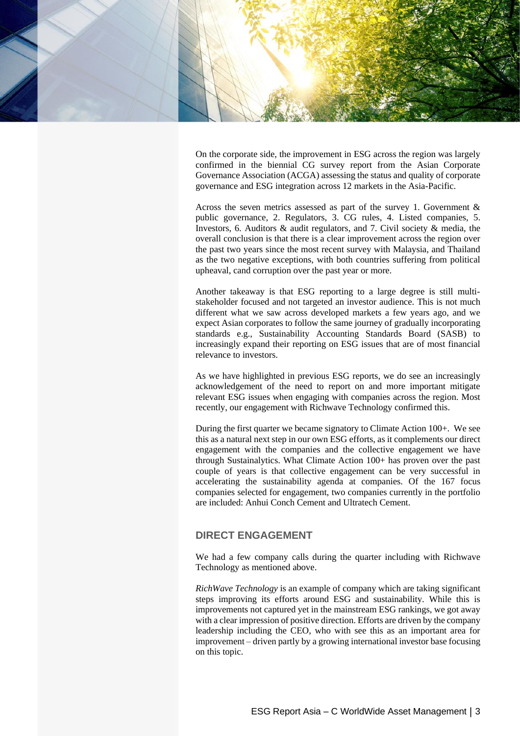On the corporate side, the improvement in ESG across the region was largely confirmed in the biennial CG survey report from the Asian Corporate Governance Association (ACGA) assessing the status and quality of corporate governance and ESG integration across 12 markets in the Asia-Pacific.

Across the seven metrics assessed as part of the survey 1. Government & public governance, 2. Regulators, 3. CG rules, 4. Listed companies, 5. Investors, 6. Auditors & audit regulators, and 7. Civil society & media, the overall conclusion is that there is a clear improvement across the region over the past two years since the most recent survey with Malaysia, and Thailand as the two negative exceptions, with both countries suffering from political upheaval, cand corruption over the past year or more.

Another takeaway is that ESG reporting to a large degree is still multi-stakeholder focused and not targeted an investor audience. This is not much different what we saw across developed markets a few years ago, and we expect Asian corporates to follow the same journey of gradually incorporating standards e.g., Sustainability Accounting Standards Board (SASB) to increasingly expand their reporting on ESG issues that are of most financial relevance to investors.

As we have highlighted in previous ESG reports, we do see an increasingly acknowledgement of the need to report on and more important mitigate relevant ESG issues when engaging with companies across the region. Most recently, our engagement with Richwave Technology confirmed this.

During the first quarter we became signatory to Climate Action 100+. We see this as a natural next step in our own ESG efforts, as it complements our direct engagement with the companies and the collective engagement we have through Sustainalytics. What Climate Action 100+ has proven over the past couple of years is that collective engagement can be very successful in accelerating the sustainability agenda at companies. Of the 167 focus companies selected for engagement, two companies currently in the portfolio are included: Anhui Conch Cement and Ultratech Cement.

## DIRECT ENGAGEMENT

We had a few company calls during the quarter including with Richwave Technology as mentioned above.

*RichWave Technology* is an example of company which are taking significant steps improving its efforts around ESG and sustainability. While this is improvements not captured yet in the mainstream ESG rankings, we got away with a clear impression of positive direction. Efforts are driven by the company leadership including the CEO, who with see this as an important area for improvement – driven partly by a growing international investor base focusing on this topic.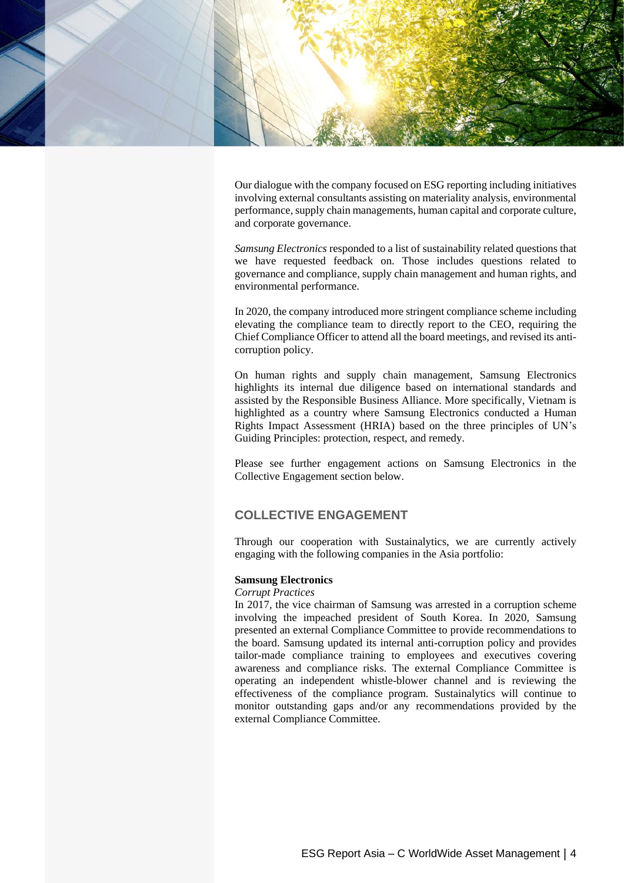Our dialogue with the company focused on ESG reporting including initiatives involving external consultants assisting on materiality analysis, environmental performance, supply chain managements, human capital and corporate culture, and corporate governance.

*Samsung Electronics* responded to a list of sustainability related questions that we have requested feedback on. Those includes questions related to governance and compliance, supply chain management and human rights, and environmental performance.

In 2020, the company introduced more stringent compliance scheme including elevating the compliance team to directly report to the CEO, requiring the Chief Compliance Officer to attend all the board meetings, and revised its anti-corruption policy.

On human rights and supply chain management, Samsung Electronics highlights its internal due diligence based on international standards and assisted by the Responsible Business Alliance. More specifically, Vietnam is highlighted as a country where Samsung Electronics conducted a Human Rights Impact Assessment (HRIA) based on the three principles of UN's Guiding Principles: protection, respect, and remedy.

Please see further engagement actions on Samsung Electronics in the Collective Engagement section below.

## COLLECTIVE ENGAGEMENT

Through our cooperation with Sustainalytics, we are currently actively engaging with the following companies in the Asia portfolio:

**Samsung Electronics**

*Corrupt Practices*

In 2017, the vice chairman of Samsung was arrested in a corruption scheme involving the impeached president of South Korea. In 2020, Samsung presented an external Compliance Committee to provide recommendations to the board. Samsung updated its internal anti-corruption policy and provides tailor-made compliance training to employees and executives covering awareness and compliance risks. The external Compliance Committee is operating an independent whistle-blower channel and is reviewing the effectiveness of the compliance program. Sustainalytics will continue to monitor outstanding gaps and/or any recommendations provided by the external Compliance Committee.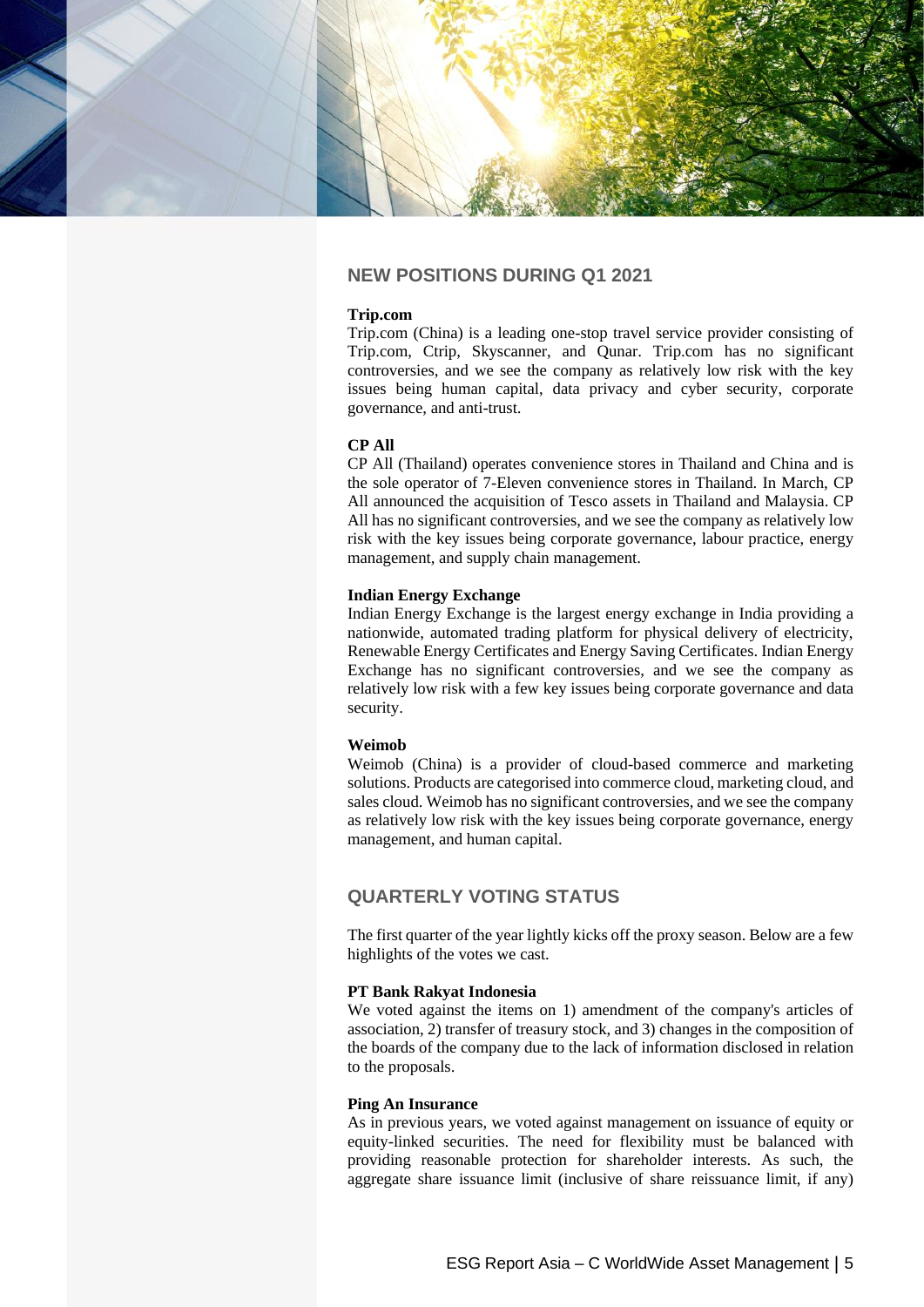## NEW POSITIONS DURING Q1 2021

**Trip.com**

Trip.com (China) is a leading one-stop travel service provider consisting of Trip.com, Ctrip, Skyscanner, and Qunar. Trip.com has no significant controversies, and we see the company as relatively low risk with the key issues being human capital, data privacy and cyber security, corporate governance, and anti-trust.

**CP All**

CP All (Thailand) operates convenience stores in Thailand and China and is the sole operator of 7-Eleven convenience stores in Thailand. In March, CP All announced the acquisition of Tesco assets in Thailand and Malaysia. CP All has no significant controversies, and we see the company as relatively low risk with the key issues being corporate governance, labour practice, energy management, and supply chain management.

**Indian Energy Exchange**

Indian Energy Exchange is the largest energy exchange in India providing a nationwide, automated trading platform for physical delivery of electricity, Renewable Energy Certificates and Energy Saving Certificates. Indian Energy Exchange has no significant controversies, and we see the company as relatively low risk with a few key issues being corporate governance and data security.

**Weimob**

Weimob (China) is a provider of cloud-based commerce and marketing solutions. Products are categorised into commerce cloud, marketing cloud, and sales cloud. Weimob has no significant controversies, and we see the company as relatively low risk with the key issues being corporate governance, energy management, and human capital.

## QUARTERLY VOTING STATUS

The first quarter of the year lightly kicks off the proxy season. Below are a few highlights of the votes we cast.

**PT Bank Rakyat Indonesia**

We voted against the items on 1) amendment of the company's articles of association, 2) transfer of treasury stock, and 3) changes in the composition of the boards of the company due to the lack of information disclosed in relation to the proposals.

**Ping An Insurance**

As in previous years, we voted against management on issuance of equity or equity-linked securities. The need for flexibility must be balanced with providing reasonable protection for shareholder interests. As such, the aggregate share issuance limit (inclusive of share reissuance limit, if any)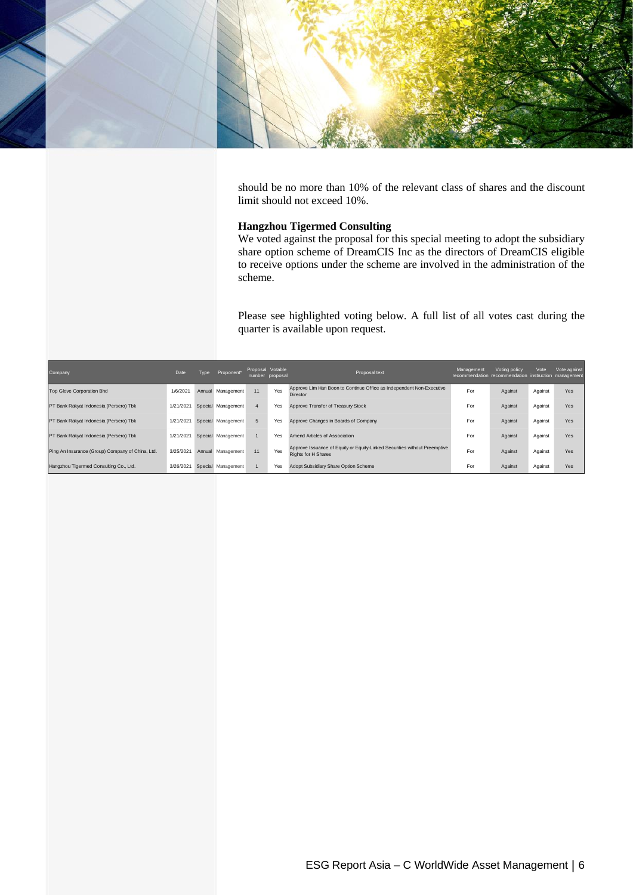should be no more than 10% of the relevant class of shares and the discount limit should not exceed 10%.

**Hangzhou Tigermed Consulting**
We voted against the proposal for this special meeting to adopt the subsidiary share option scheme of DreamCIS Inc as the directors of DreamCIS eligible to receive options under the scheme are involved in the administration of the scheme.

Please see highlighted voting below. A full list of all votes cast during the quarter is available upon request.

| Company | Date | Type | Proponent* | Proposal number | Votable proposal | Proposal text | Management recommendation | Voting policy recommendation | Vote instruction | Vote against management |
|---|---|---|---|---|---|---|---|---|---|---|
| Top Glove Corporation Bhd | 1/6/2021 | Annual | Management | 11 | Yes | Approve Lim Han Boon to Continue Office as Independent Non-Executive Director | For | Against | Against | Yes |
| PT Bank Rakyat Indonesia (Persero) Tbk | 1/21/2021 | Special | Management | 4 | Yes | Approve Transfer of Treasury Stock | For | Against | Against | Yes |
| PT Bank Rakyat Indonesia (Persero) Tbk | 1/21/2021 | Special | Management | 5 | Yes | Approve Changes in Boards of Company | For | Against | Against | Yes |
| PT Bank Rakyat Indonesia (Persero) Tbk | 1/21/2021 | Special | Management | 1 | Yes | Amend Articles of Association | For | Against | Against | Yes |
| Ping An Insurance (Group) Company of China, Ltd. | 3/25/2021 | Annual | Management | 11 | Yes | Approve Issuance of Equity or Equity-Linked Securities without Preemptive Rights for H Shares | For | Against | Against | Yes |
| Hangzhou Tigermed Consulting Co., Ltd. | 3/26/2021 | Special | Management | 1 | Yes | Adopt Subsidiary Share Option Scheme | For | Against | Against | Yes |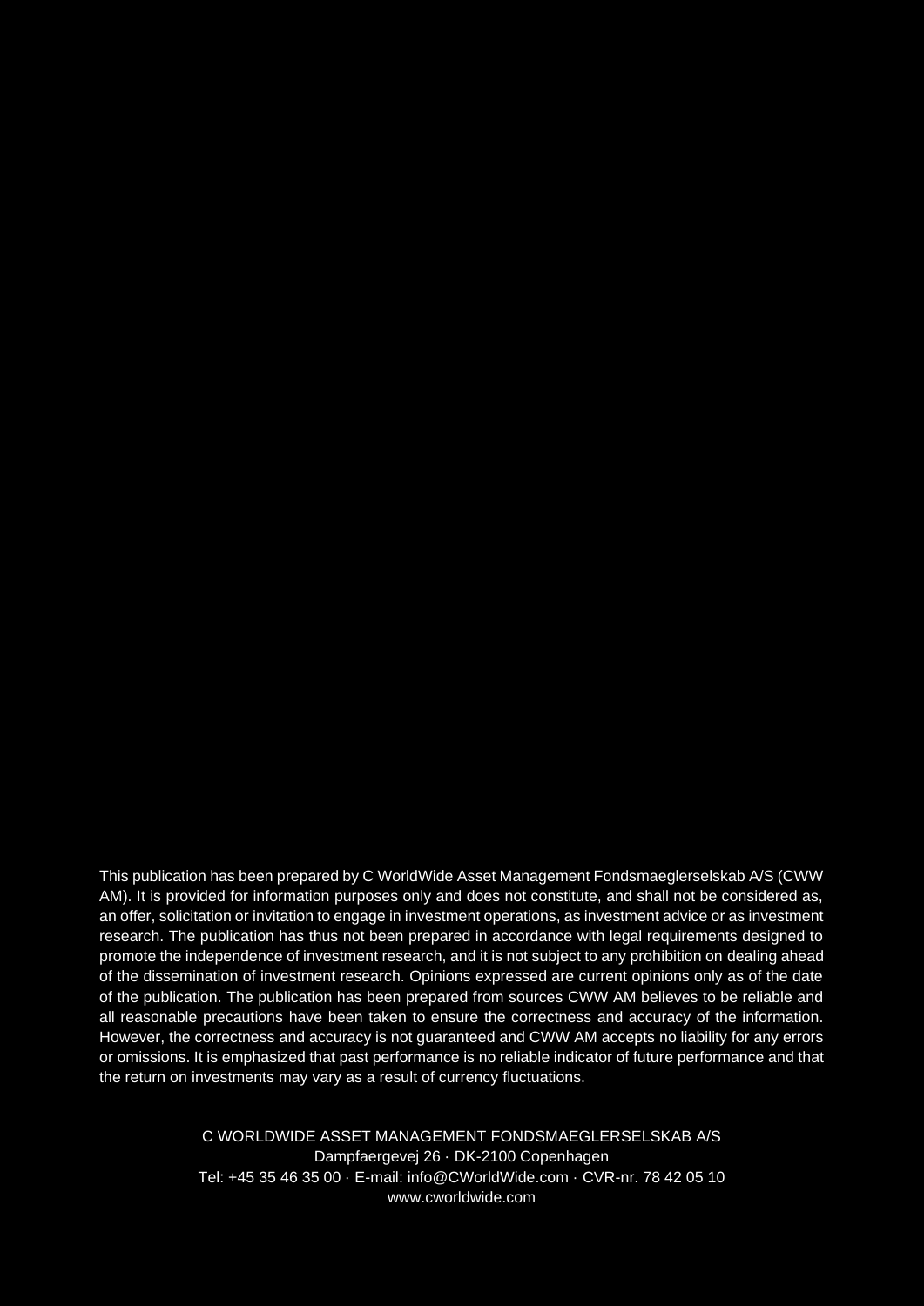This publication has been prepared by C WorldWide Asset Management Fondsmaeglerselskab A/S (CWW AM). It is provided for information purposes only and does not constitute, and shall not be considered as, an offer, solicitation or invitation to engage in investment operations, as investment advice or as investment research. The publication has thus not been prepared in accordance with legal requirements designed to promote the independence of investment research, and it is not subject to any prohibition on dealing ahead of the dissemination of investment research. Opinions expressed are current opinions only as of the date of the publication. The publication has been prepared from sources CWW AM believes to be reliable and all reasonable precautions have been taken to ensure the correctness and accuracy of the information. However, the correctness and accuracy is not guaranteed and CWW AM accepts no liability for any errors or omissions. It is emphasized that past performance is no reliable indicator of future performance and that the return on investments may vary as a result of currency fluctuations.

C WORLDWIDE ASSET MANAGEMENT FONDSMAEGLERSELSKAB A/S
Dampfaergevej 26 · DK-2100 Copenhagen
Tel: +45 35 46 35 00 · E-mail: info@CWorldWide.com · CVR-nr. 78 42 05 10
www.cworldwide.com